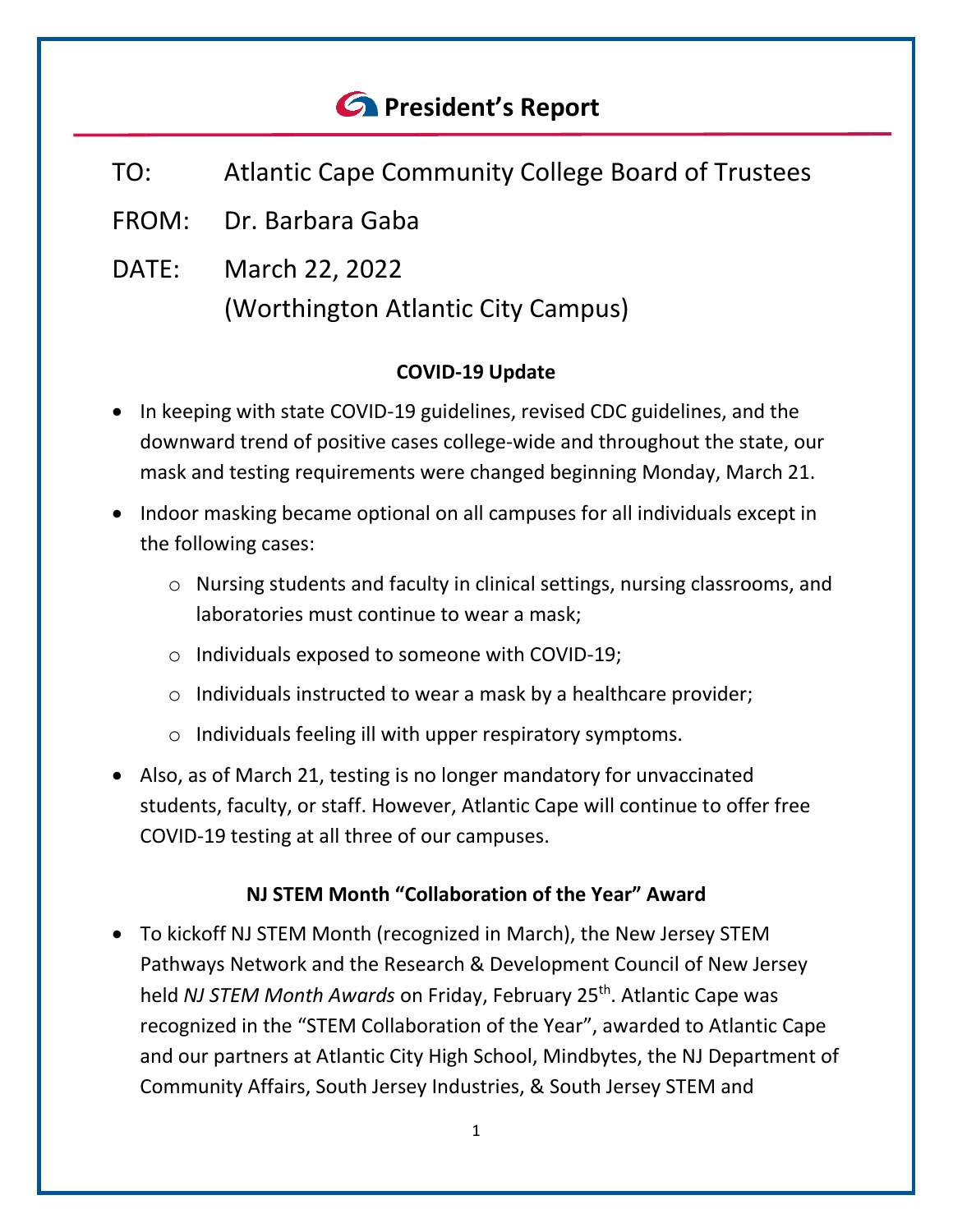# President's Report

TO: Atlantic Cape Community College Board of Trustees

FROM: Dr. Barbara Gaba

DATE: March 22, 2022
(Worthington Atlantic City Campus)

**COVID-19 Update**

- In keeping with state COVID-19 guidelines, revised CDC guidelines, and the downward trend of positive cases college-wide and throughout the state, our mask and testing requirements were changed beginning Monday, March 21.
- Indoor masking became optional on all campuses for all individuals except in the following cases:
  - Nursing students and faculty in clinical settings, nursing classrooms, and laboratories must continue to wear a mask;
  - Individuals exposed to someone with COVID-19;
  - Individuals instructed to wear a mask by a healthcare provider;
  - Individuals feeling ill with upper respiratory symptoms.
- Also, as of March 21, testing is no longer mandatory for unvaccinated students, faculty, or staff. However, Atlantic Cape will continue to offer free COVID-19 testing at all three of our campuses.

**NJ STEM Month "Collaboration of the Year" Award**

- To kickoff NJ STEM Month (recognized in March), the New Jersey STEM Pathways Network and the Research & Development Council of New Jersey held *NJ STEM Month Awards* on Friday, February 25th. Atlantic Cape was recognized in the "STEM Collaboration of the Year", awarded to Atlantic Cape and our partners at Atlantic City High School, Mindbytes, the NJ Department of Community Affairs, South Jersey Industries, & South Jersey STEM and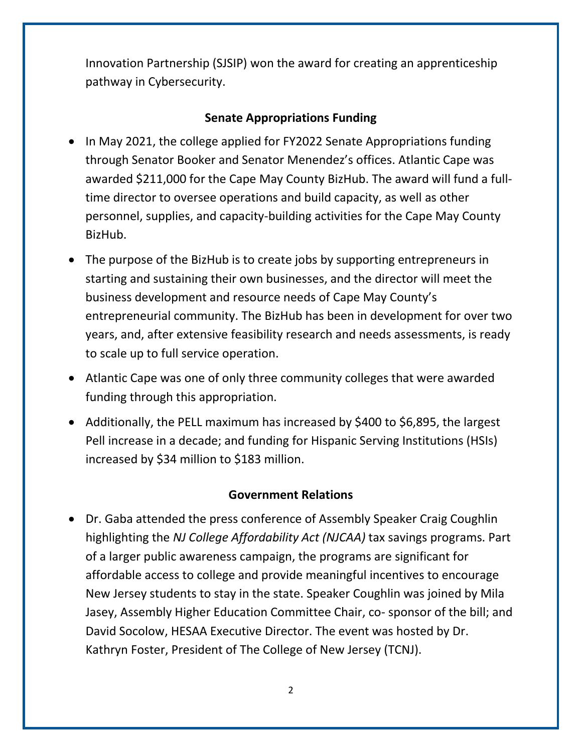Innovation Partnership (SJSIP) won the award for creating an apprenticeship pathway in Cybersecurity.

## Senate Appropriations Funding

- In May 2021, the college applied for FY2022 Senate Appropriations funding through Senator Booker and Senator Menendez's offices. Atlantic Cape was awarded $211,000 for the Cape May County BizHub. The award will fund a full-time director to oversee operations and build capacity, as well as other personnel, supplies, and capacity-building activities for the Cape May County BizHub.
- The purpose of the BizHub is to create jobs by supporting entrepreneurs in starting and sustaining their own businesses, and the director will meet the business development and resource needs of Cape May County's entrepreneurial community. The BizHub has been in development for over two years, and, after extensive feasibility research and needs assessments, is ready to scale up to full service operation.
- Atlantic Cape was one of only three community colleges that were awarded funding through this appropriation.
- Additionally, the PELL maximum has increased by $400 to $6,895, the largest Pell increase in a decade; and funding for Hispanic Serving Institutions (HSIs) increased by $34 million to $183 million.

## Government Relations

- Dr. Gaba attended the press conference of Assembly Speaker Craig Coughlin highlighting the *NJ College Affordability Act (NJCAA)* tax savings programs. Part of a larger public awareness campaign, the programs are significant for affordable access to college and provide meaningful incentives to encourage New Jersey students to stay in the state. Speaker Coughlin was joined by Mila Jasey, Assembly Higher Education Committee Chair, co- sponsor of the bill; and David Socolow, HESAA Executive Director. The event was hosted by Dr. Kathryn Foster, President of The College of New Jersey (TCNJ).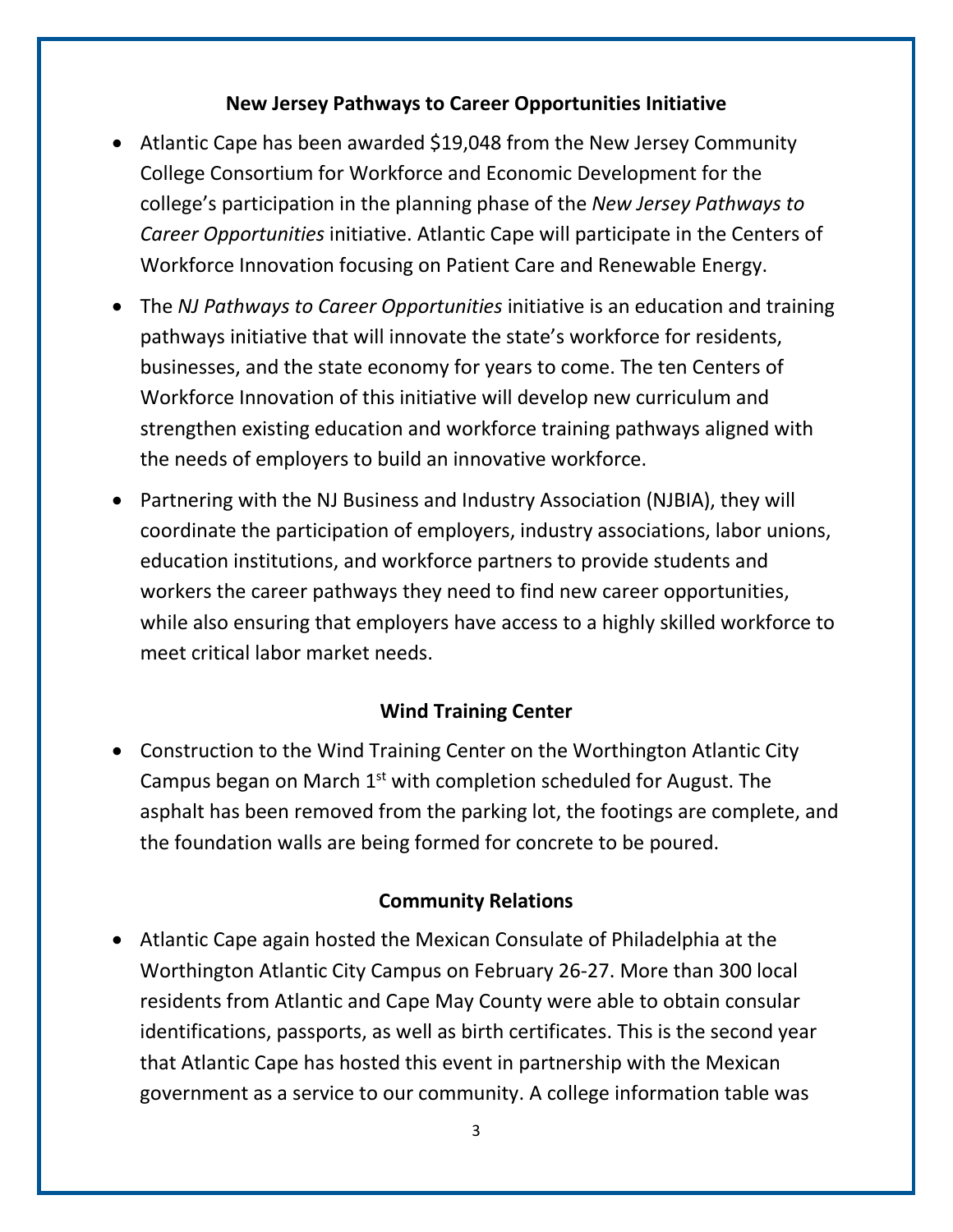## New Jersey Pathways to Career Opportunities Initiative

- Atlantic Cape has been awarded $19,048 from the New Jersey Community College Consortium for Workforce and Economic Development for the college's participation in the planning phase of the *New Jersey Pathways to Career Opportunities* initiative. Atlantic Cape will participate in the Centers of Workforce Innovation focusing on Patient Care and Renewable Energy.
- The *NJ Pathways to Career Opportunities* initiative is an education and training pathways initiative that will innovate the state's workforce for residents, businesses, and the state economy for years to come. The ten Centers of Workforce Innovation of this initiative will develop new curriculum and strengthen existing education and workforce training pathways aligned with the needs of employers to build an innovative workforce.
- Partnering with the NJ Business and Industry Association (NJBIA), they will coordinate the participation of employers, industry associations, labor unions, education institutions, and workforce partners to provide students and workers the career pathways they need to find new career opportunities, while also ensuring that employers have access to a highly skilled workforce to meet critical labor market needs.

## Wind Training Center

- Construction to the Wind Training Center on the Worthington Atlantic City Campus began on March 1st with completion scheduled for August. The asphalt has been removed from the parking lot, the footings are complete, and the foundation walls are being formed for concrete to be poured.

## Community Relations

- Atlantic Cape again hosted the Mexican Consulate of Philadelphia at the Worthington Atlantic City Campus on February 26-27. More than 300 local residents from Atlantic and Cape May County were able to obtain consular identifications, passports, as well as birth certificates. This is the second year that Atlantic Cape has hosted this event in partnership with the Mexican government as a service to our community. A college information table was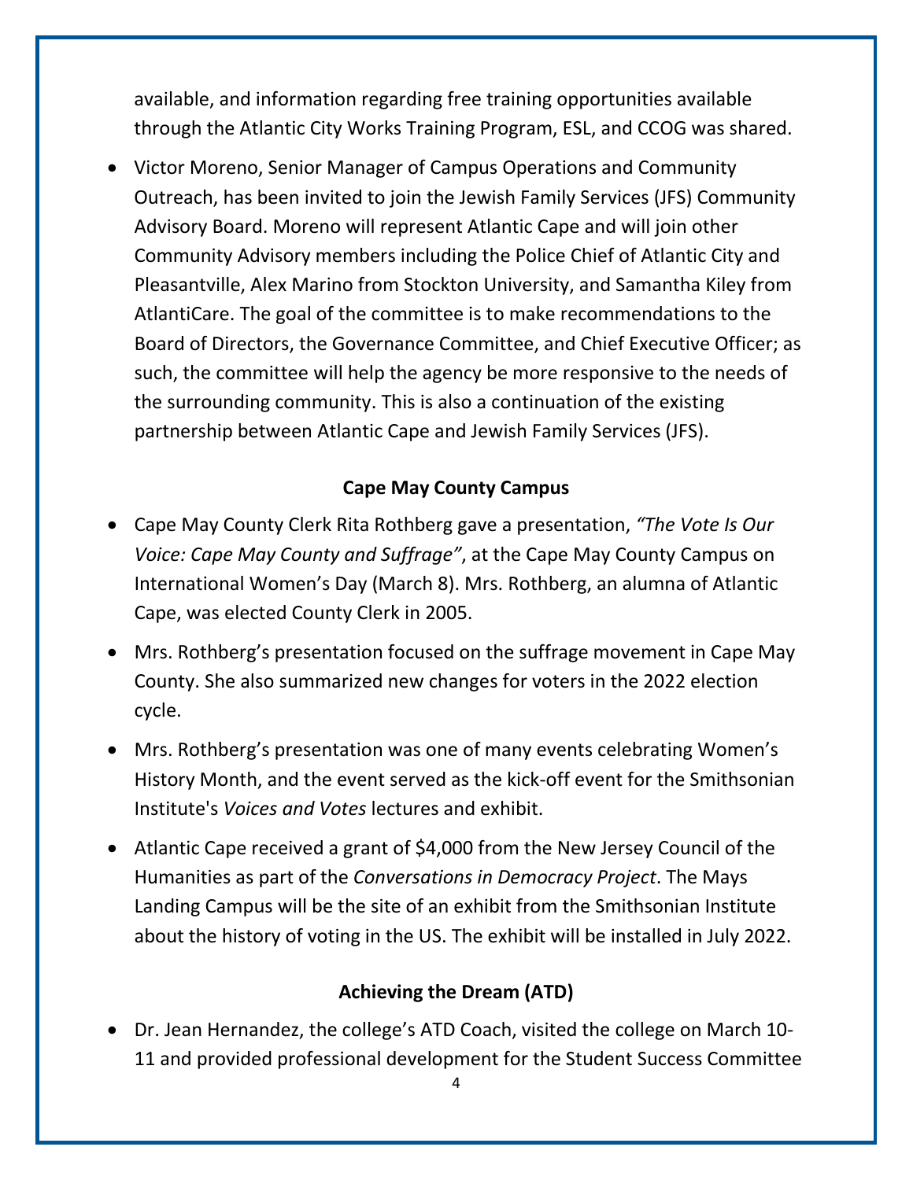available, and information regarding free training opportunities available through the Atlantic City Works Training Program, ESL, and CCOG was shared.

- Victor Moreno, Senior Manager of Campus Operations and Community Outreach, has been invited to join the Jewish Family Services (JFS) Community Advisory Board. Moreno will represent Atlantic Cape and will join other Community Advisory members including the Police Chief of Atlantic City and Pleasantville, Alex Marino from Stockton University, and Samantha Kiley from AtlantiCare. The goal of the committee is to make recommendations to the Board of Directors, the Governance Committee, and Chief Executive Officer; as such, the committee will help the agency be more responsive to the needs of the surrounding community. This is also a continuation of the existing partnership between Atlantic Cape and Jewish Family Services (JFS).

**Cape May County Campus**

- Cape May County Clerk Rita Rothberg gave a presentation, *"The Vote Is Our Voice: Cape May County and Suffrage"*, at the Cape May County Campus on International Women's Day (March 8). Mrs. Rothberg, an alumna of Atlantic Cape, was elected County Clerk in 2005.
- Mrs. Rothberg's presentation focused on the suffrage movement in Cape May County. She also summarized new changes for voters in the 2022 election cycle.
- Mrs. Rothberg's presentation was one of many events celebrating Women's History Month, and the event served as the kick-off event for the Smithsonian Institute's *Voices and Votes* lectures and exhibit.
- Atlantic Cape received a grant of $4,000 from the New Jersey Council of the Humanities as part of the *Conversations in Democracy Project*. The Mays Landing Campus will be the site of an exhibit from the Smithsonian Institute about the history of voting in the US. The exhibit will be installed in July 2022.

**Achieving the Dream (ATD)**

- Dr. Jean Hernandez, the college's ATD Coach, visited the college on March 10-11 and provided professional development for the Student Success Committee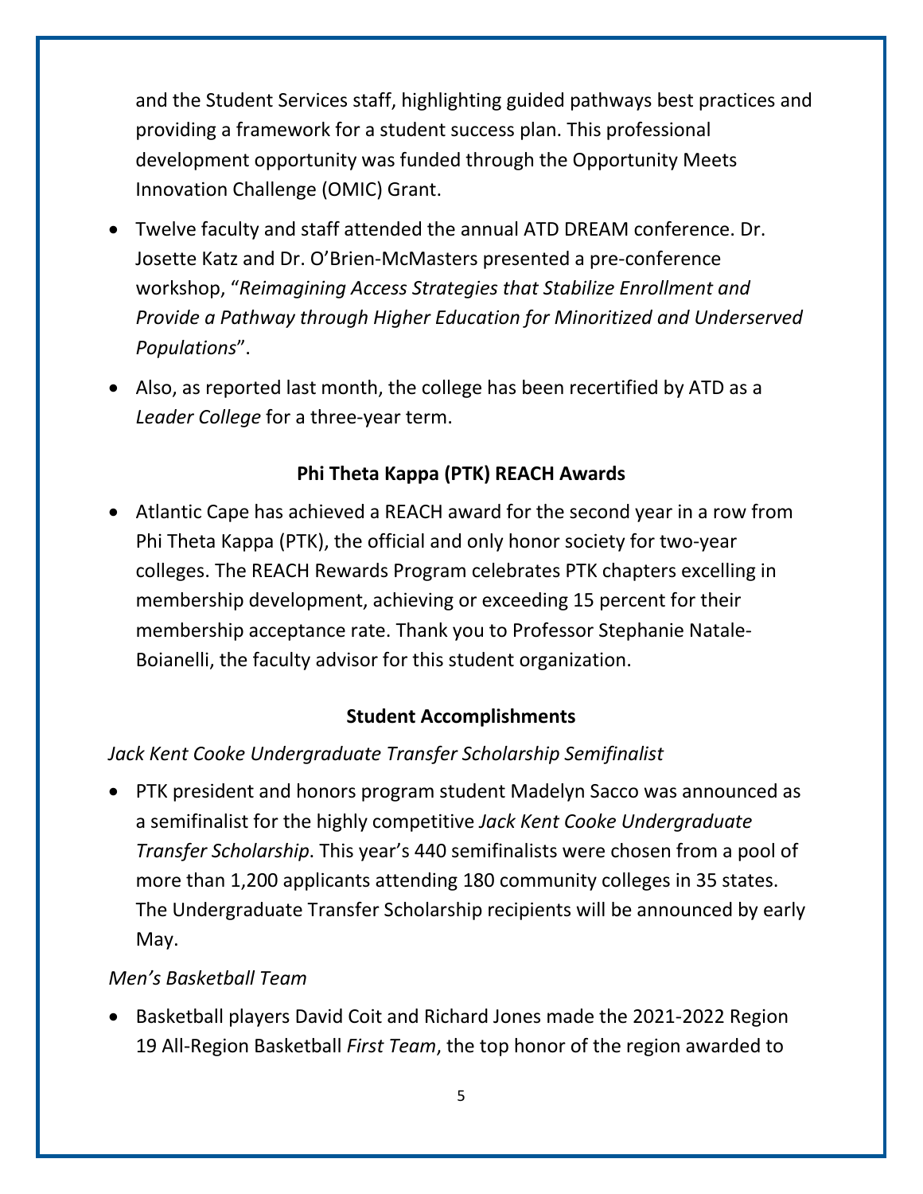and the Student Services staff, highlighting guided pathways best practices and providing a framework for a student success plan. This professional development opportunity was funded through the Opportunity Meets Innovation Challenge (OMIC) Grant.

- Twelve faculty and staff attended the annual ATD DREAM conference. Dr. Josette Katz and Dr. O'Brien-McMasters presented a pre-conference workshop, "*Reimagining Access Strategies that Stabilize Enrollment and Provide a Pathway through Higher Education for Minoritized and Underserved Populations*".
- Also, as reported last month, the college has been recertified by ATD as a *Leader College* for a three-year term.

**Phi Theta Kappa (PTK) REACH Awards**

- Atlantic Cape has achieved a REACH award for the second year in a row from Phi Theta Kappa (PTK), the official and only honor society for two-year colleges. The REACH Rewards Program celebrates PTK chapters excelling in membership development, achieving or exceeding 15 percent for their membership acceptance rate. Thank you to Professor Stephanie Natale-Boianelli, the faculty advisor for this student organization.

**Student Accomplishments**

*Jack Kent Cooke Undergraduate Transfer Scholarship Semifinalist*

- PTK president and honors program student Madelyn Sacco was announced as a semifinalist for the highly competitive *Jack Kent Cooke Undergraduate Transfer Scholarship*. This year's 440 semifinalists were chosen from a pool of more than 1,200 applicants attending 180 community colleges in 35 states. The Undergraduate Transfer Scholarship recipients will be announced by early May.

*Men's Basketball Team*

- Basketball players David Coit and Richard Jones made the 2021-2022 Region 19 All-Region Basketball *First Team*, the top honor of the region awarded to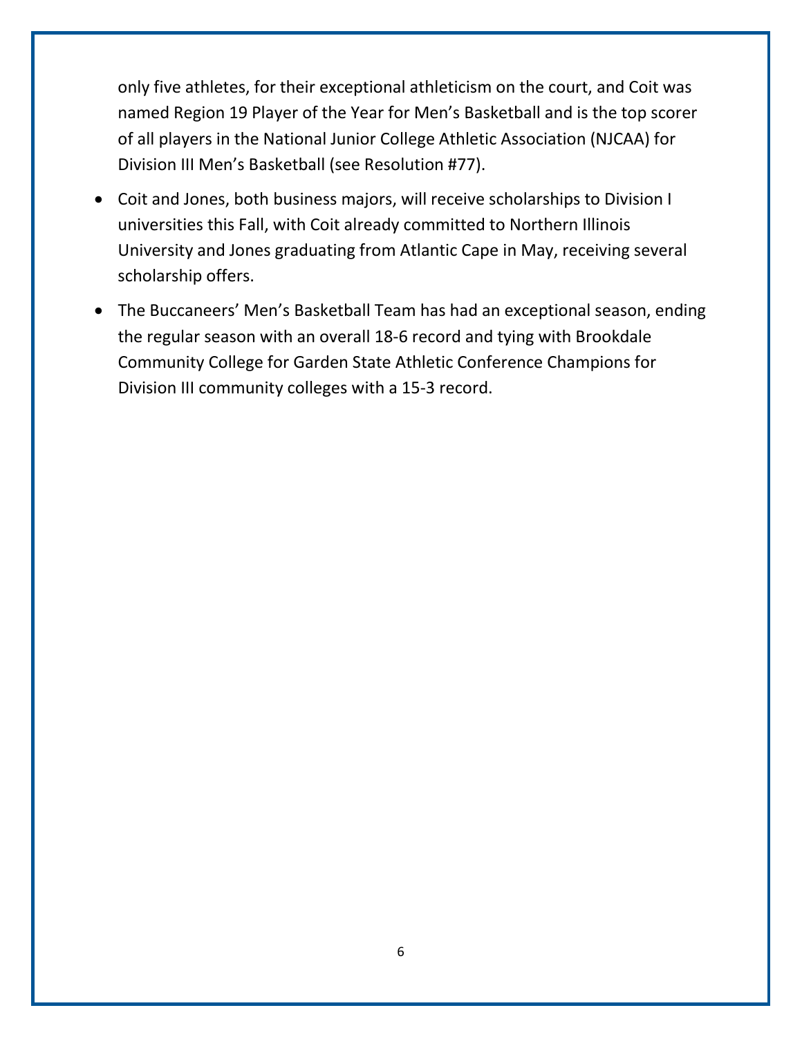only five athletes, for their exceptional athleticism on the court, and Coit was named Region 19 Player of the Year for Men's Basketball and is the top scorer of all players in the National Junior College Athletic Association (NJCAA) for Division III Men's Basketball (see Resolution #77).

- Coit and Jones, both business majors, will receive scholarships to Division I universities this Fall, with Coit already committed to Northern Illinois University and Jones graduating from Atlantic Cape in May, receiving several scholarship offers.
- The Buccaneers' Men's Basketball Team has had an exceptional season, ending the regular season with an overall 18-6 record and tying with Brookdale Community College for Garden State Athletic Conference Champions for Division III community colleges with a 15-3 record.